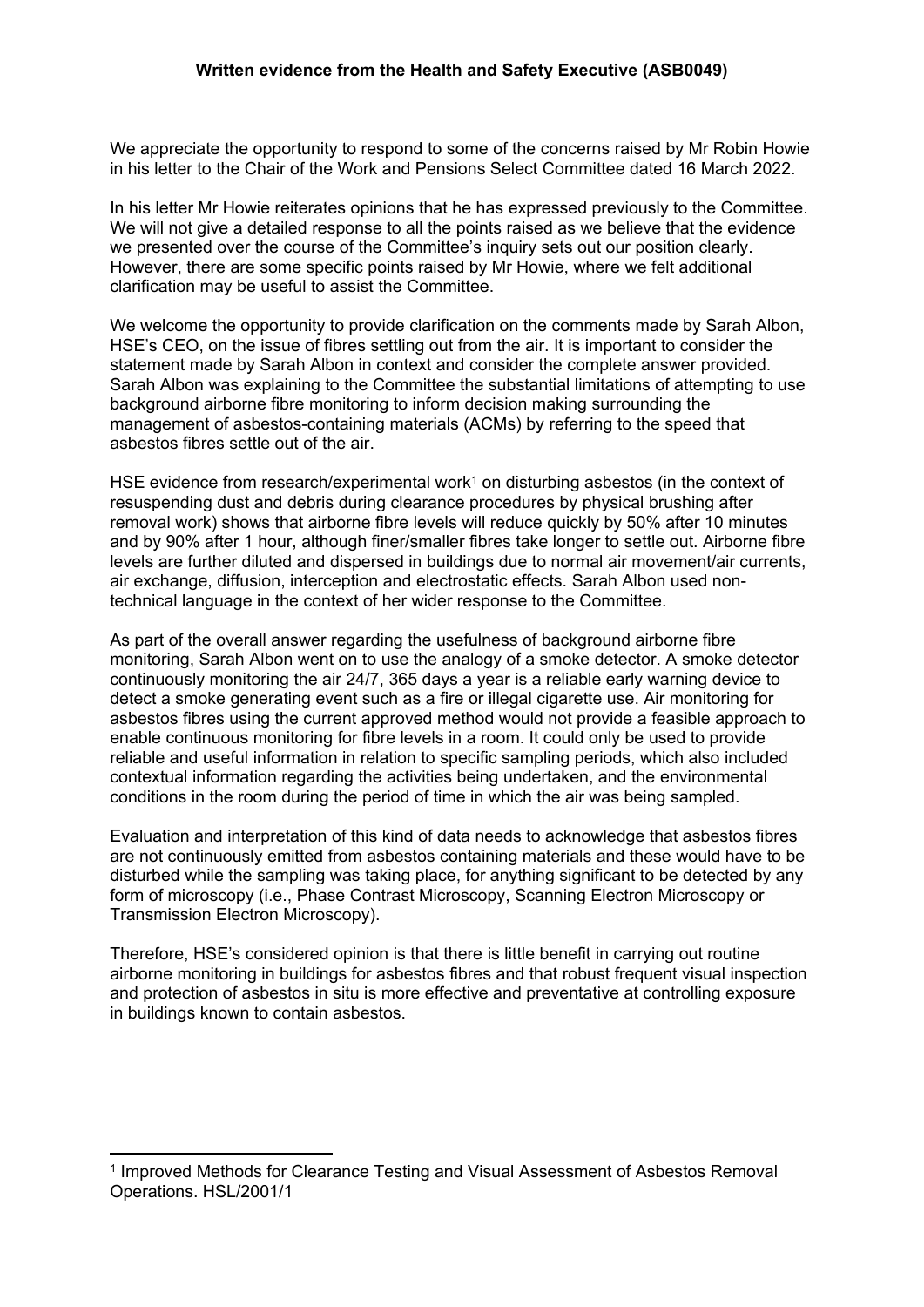# Written evidence from the Health and Safety Executive (ASB0049)

We appreciate the opportunity to respond to some of the concerns raised by Mr Robin Howie in his letter to the Chair of the Work and Pensions Select Committee dated 16 March 2022.

In his letter Mr Howie reiterates opinions that he has expressed previously to the Committee. We will not give a detailed response to all the points raised as we believe that the evidence we presented over the course of the Committee's inquiry sets out our position clearly. However, there are some specific points raised by Mr Howie, where we felt additional clarification may be useful to assist the Committee.

We welcome the opportunity to provide clarification on the comments made by Sarah Albon, HSE's CEO, on the issue of fibres settling out from the air. It is important to consider the statement made by Sarah Albon in context and consider the complete answer provided. Sarah Albon was explaining to the Committee the substantial limitations of attempting to use background airborne fibre monitoring to inform decision making surrounding the management of asbestos-containing materials (ACMs) by referring to the speed that asbestos fibres settle out of the air.

HSE evidence from research/experimental work[1] on disturbing asbestos (in the context of resuspending dust and debris during clearance procedures by physical brushing after removal work) shows that airborne fibre levels will reduce quickly by 50% after 10 minutes and by 90% after 1 hour, although finer/smaller fibres take longer to settle out. Airborne fibre levels are further diluted and dispersed in buildings due to normal air movement/air currents, air exchange, diffusion, interception and electrostatic effects. Sarah Albon used non-technical language in the context of her wider response to the Committee.

As part of the overall answer regarding the usefulness of background airborne fibre monitoring, Sarah Albon went on to use the analogy of a smoke detector. A smoke detector continuously monitoring the air 24/7, 365 days a year is a reliable early warning device to detect a smoke generating event such as a fire or illegal cigarette use. Air monitoring for asbestos fibres using the current approved method would not provide a feasible approach to enable continuous monitoring for fibre levels in a room. It could only be used to provide reliable and useful information in relation to specific sampling periods, which also included contextual information regarding the activities being undertaken, and the environmental conditions in the room during the period of time in which the air was being sampled.

Evaluation and interpretation of this kind of data needs to acknowledge that asbestos fibres are not continuously emitted from asbestos containing materials and these would have to be disturbed while the sampling was taking place, for anything significant to be detected by any form of microscopy (i.e., Phase Contrast Microscopy, Scanning Electron Microscopy or Transmission Electron Microscopy).

Therefore, HSE's considered opinion is that there is little benefit in carrying out routine airborne monitoring in buildings for asbestos fibres and that robust frequent visual inspection and protection of asbestos in situ is more effective and preventative at controlling exposure in buildings known to contain asbestos.

---

[1] Improved Methods for Clearance Testing and Visual Assessment of Asbestos Removal Operations. HSL/2001/1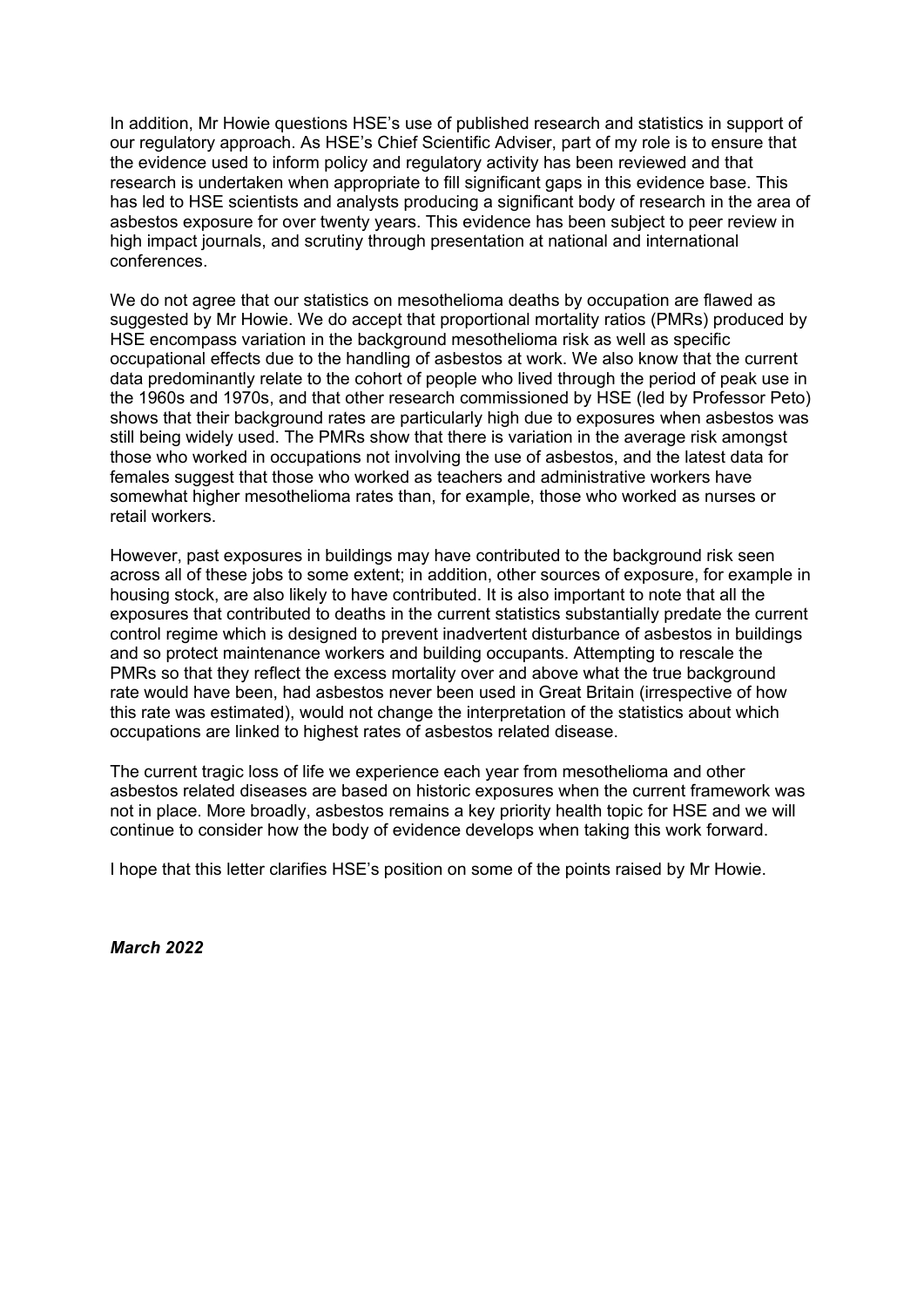In addition, Mr Howie questions HSE's use of published research and statistics in support of our regulatory approach. As HSE's Chief Scientific Adviser, part of my role is to ensure that the evidence used to inform policy and regulatory activity has been reviewed and that research is undertaken when appropriate to fill significant gaps in this evidence base. This has led to HSE scientists and analysts producing a significant body of research in the area of asbestos exposure for over twenty years. This evidence has been subject to peer review in high impact journals, and scrutiny through presentation at national and international conferences.

We do not agree that our statistics on mesothelioma deaths by occupation are flawed as suggested by Mr Howie. We do accept that proportional mortality ratios (PMRs) produced by HSE encompass variation in the background mesothelioma risk as well as specific occupational effects due to the handling of asbestos at work. We also know that the current data predominantly relate to the cohort of people who lived through the period of peak use in the 1960s and 1970s, and that other research commissioned by HSE (led by Professor Peto) shows that their background rates are particularly high due to exposures when asbestos was still being widely used. The PMRs show that there is variation in the average risk amongst those who worked in occupations not involving the use of asbestos, and the latest data for females suggest that those who worked as teachers and administrative workers have somewhat higher mesothelioma rates than, for example, those who worked as nurses or retail workers.

However, past exposures in buildings may have contributed to the background risk seen across all of these jobs to some extent; in addition, other sources of exposure, for example in housing stock, are also likely to have contributed. It is also important to note that all the exposures that contributed to deaths in the current statistics substantially predate the current control regime which is designed to prevent inadvertent disturbance of asbestos in buildings and so protect maintenance workers and building occupants. Attempting to rescale the PMRs so that they reflect the excess mortality over and above what the true background rate would have been, had asbestos never been used in Great Britain (irrespective of how this rate was estimated), would not change the interpretation of the statistics about which occupations are linked to highest rates of asbestos related disease.

The current tragic loss of life we experience each year from mesothelioma and other asbestos related diseases are based on historic exposures when the current framework was not in place. More broadly, asbestos remains a key priority health topic for HSE and we will continue to consider how the body of evidence develops when taking this work forward.

I hope that this letter clarifies HSE's position on some of the points raised by Mr Howie.

***March 2022***